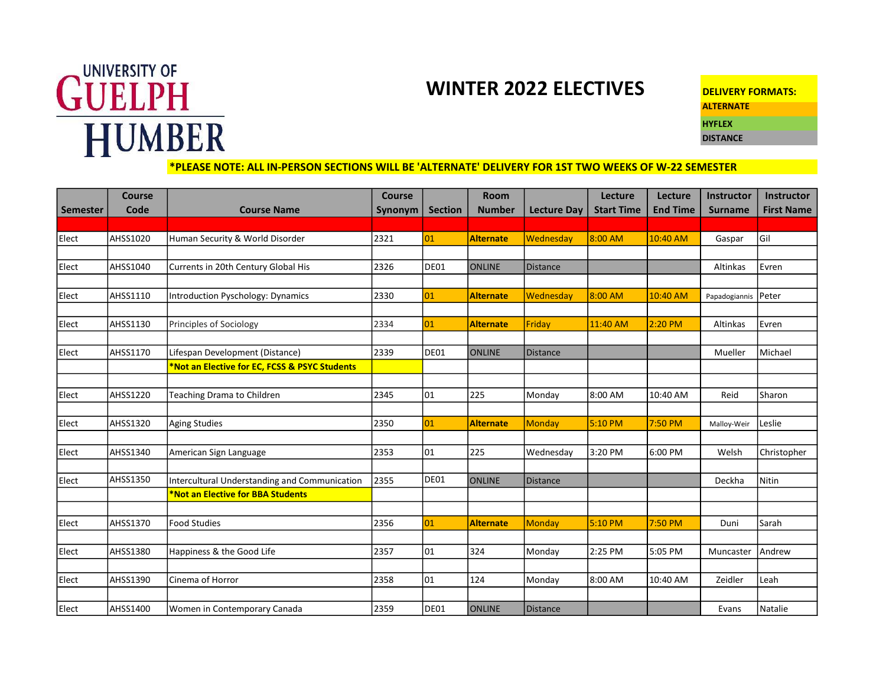UNIVERSITY OF GUELPH HUMBER

# WINTER 2022 ELECTIVES

**DELIVERY FORMATS:**
**ALTERNATE**
**HYFLEX**
**DISTANCE**

**\*PLEASE NOTE: ALL IN-PERSON SECTIONS WILL BE 'ALTERNATE' DELIVERY FOR 1ST TWO WEEKS OF W-22 SEMESTER**

| Semester | Course Code | Course Name | Course Synonym | Section | Room Number | Lecture Day | Lecture Start Time | Lecture End Time | Instructor Surname | Instructor First Name |
|---|---|---|---|---|---|---|---|---|---|---|
| Elect | AHSS1020 | Human Security & World Disorder | 2321 | 01 | **Alternate** | Wednesday | 8:00 AM | 10:40 AM | Gaspar | Gil |
| Elect | AHSS1040 | Currents in 20th Century Global His | 2326 | DE01 | ONLINE | Distance | | | Altinkas | Evren |
| Elect | AHSS1110 | Introduction Pyschology: Dynamics | 2330 | 01 | **Alternate** | Wednesday | 8:00 AM | 10:40 AM | Papadogiannis | Peter |
| Elect | AHSS1130 | Principles of Sociology | 2334 | 01 | **Alternate** | Friday | 11:40 AM | 2:20 PM | Altinkas | Evren |
| Elect | AHSS1170 | Lifespan Development (Distance) | 2339 | DE01 | ONLINE | Distance | | | Mueller | Michael |
| | | **\*Not an Elective for EC, FCSS & PSYC Students** | | | | | | | | |
| Elect | AHSS1220 | Teaching Drama to Children | 2345 | 01 | 225 | Monday | 8:00 AM | 10:40 AM | Reid | Sharon |
| Elect | AHSS1320 | Aging Studies | 2350 | 01 | **Alternate** | Monday | 5:10 PM | 7:50 PM | Malloy-Weir | Leslie |
| Elect | AHSS1340 | American Sign Language | 2353 | 01 | 225 | Wednesday | 3:20 PM | 6:00 PM | Welsh | Christopher |
| Elect | AHSS1350 | Intercultural Understanding and Communication | 2355 | DE01 | ONLINE | Distance | | | Deckha | Nitin |
| | | **\*Not an Elective for BBA Students** | | | | | | | | |
| Elect | AHSS1370 | Food Studies | 2356 | 01 | **Alternate** | Monday | 5:10 PM | 7:50 PM | Duni | Sarah |
| Elect | AHSS1380 | Happiness & the Good Life | 2357 | 01 | 324 | Monday | 2:25 PM | 5:05 PM | Muncaster | Andrew |
| Elect | AHSS1390 | Cinema of Horror | 2358 | 01 | 124 | Monday | 8:00 AM | 10:40 AM | Zeidler | Leah |
| Elect | AHSS1400 | Women in Contemporary Canada | 2359 | DE01 | ONLINE | Distance | | | Evans | Natalie |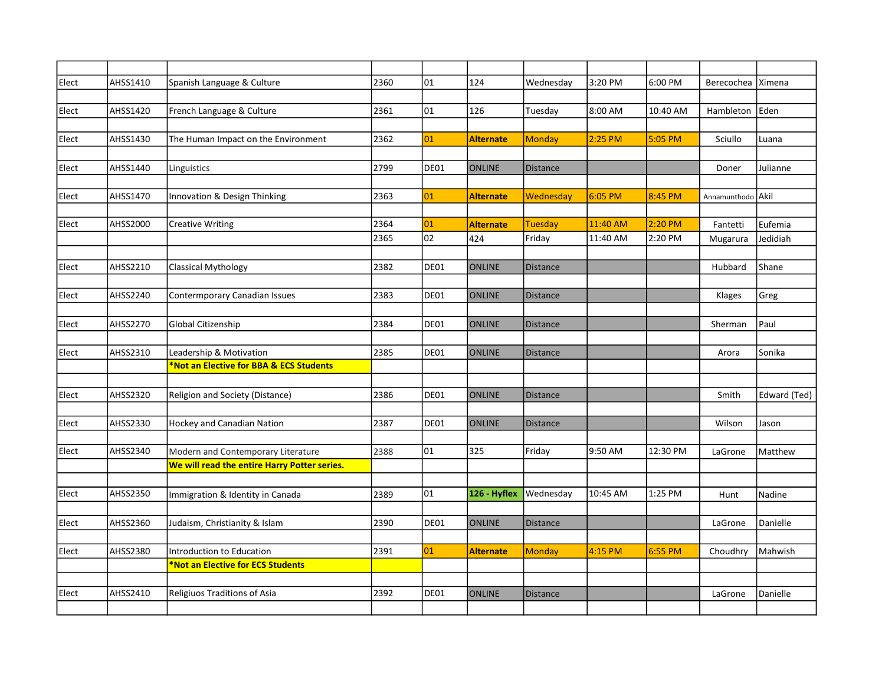| | | | | | | | | | | |
|---|---|---|---|---|---|---|---|---|---|---|
| Elect | AHSS1410 | Spanish Language & Culture | 2360 | 01 | 124 | Wednesday | 3:20 PM | 6:00 PM | Berecochea | Ximena |
| Elect | AHSS1420 | French Language & Culture | 2361 | 01 | 126 | Tuesday | 8:00 AM | 10:40 AM | Hambleton | Eden |
| Elect | AHSS1430 | The Human Impact on the Environment | 2362 | 01 | **Alternate** | Monday | 2:25 PM | 5:05 PM | Sciullo | Luana |
| Elect | AHSS1440 | Linguistics | 2799 | DE01 | ONLINE | Distance | | | Doner | Julianne |
| Elect | AHSS1470 | Innovation & Design Thinking | 2363 | 01 | **Alternate** | Wednesday | 6:05 PM | 8:45 PM | Annamunthodo | Akil |
| Elect | AHSS2000 | Creative Writing | 2364 | 01 | **Alternate** | Tuesday | 11:40 AM | 2:20 PM | Fantetti | Eufemia |
| | | | 2365 | 02 | 424 | Friday | 11:40 AM | 2:20 PM | Mugarura | Jedidiah |
| Elect | AHSS2210 | Classical Mythology | 2382 | DE01 | ONLINE | Distance | | | Hubbard | Shane |
| Elect | AHSS2240 | Contermporary Canadian Issues | 2383 | DE01 | ONLINE | Distance | | | Klages | Greg |
| Elect | AHSS2270 | Global Citizenship | 2384 | DE01 | ONLINE | Distance | | | Sherman | Paul |
| Elect | AHSS2310 | Leadership & Motivation | 2385 | DE01 | ONLINE | Distance | | | Arora | Sonika |
| | | **\*Not an Elective for BBA & ECS Students** | | | | | | | | |
| Elect | AHSS2320 | Religion and Society (Distance) | 2386 | DE01 | ONLINE | Distance | | | Smith | Edward (Ted) |
| Elect | AHSS2330 | Hockey and Canadian Nation | 2387 | DE01 | ONLINE | Distance | | | Wilson | Jason |
| Elect | AHSS2340 | Modern and Contemporary Literature | 2388 | 01 | 325 | Friday | 9:50 AM | 12:30 PM | LaGrone | Matthew |
| | | **We will read the entire Harry Potter series.** | | | | | | | | |
| Elect | AHSS2350 | Immigration & Identity in Canada | 2389 | 01 | **126 - Hyflex** | Wednesday | 10:45 AM | 1:25 PM | Hunt | Nadine |
| Elect | AHSS2360 | Judaism, Christianity & Islam | 2390 | DE01 | ONLINE | Distance | | | LaGrone | Danielle |
| Elect | AHSS2380 | Introduction to Education | 2391 | 01 | **Alternate** | Monday | 4:15 PM | 6:55 PM | Choudhry | Mahwish |
| | | **\*Not an Elective for ECS Students** | | | | | | | | |
| Elect | AHSS2410 | Religiuos Traditions of Asia | 2392 | DE01 | ONLINE | Distance | | | LaGrone | Danielle |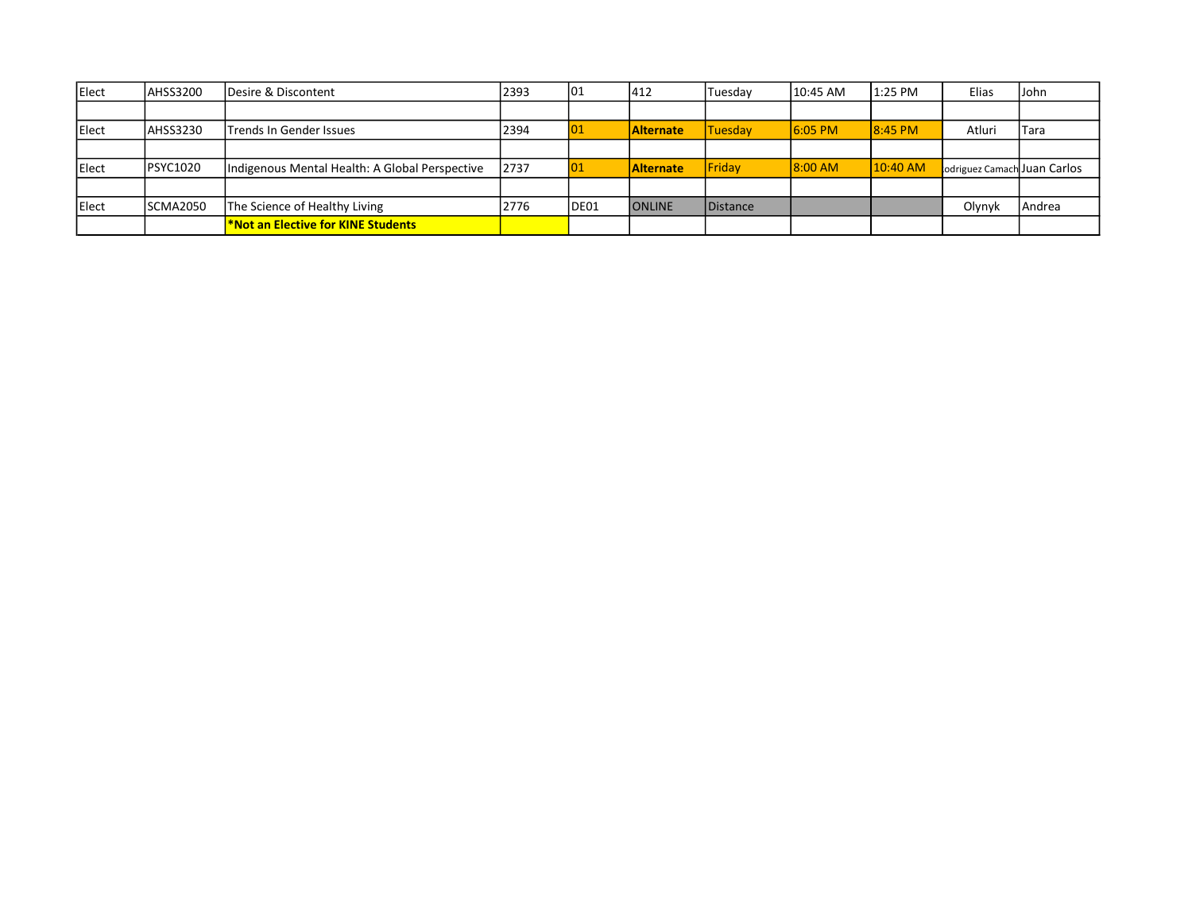| | | | | | | | | | | |
|---|---|---|---|---|---|---|---|---|---|---|
| Elect | AHSS3200 | Desire & Discontent | 2393 | 01 | 412 | Tuesday | 10:45 AM | 1:25 PM | Elias | John |
| | | | | | | | | | | |
| Elect | AHSS3230 | Trends In Gender Issues | 2394 | 01 | **Alternate** | Tuesday | 6:05 PM | 8:45 PM | Atluri | Tara |
| | | | | | | | | | | |
| Elect | PSYC1020 | Indigenous Mental Health: A Global Perspective | 2737 | 01 | **Alternate** | Friday | 8:00 AM | 10:40 AM | odriguez Camach | Juan Carlos |
| | | | | | | | | | | |
| Elect | SCMA2050 | The Science of Healthy Living | 2776 | DE01 | ONLINE | Distance | | | Olynyk | Andrea |
| | | **\*Not an Elective for KINE Students** | | | | | | | | |